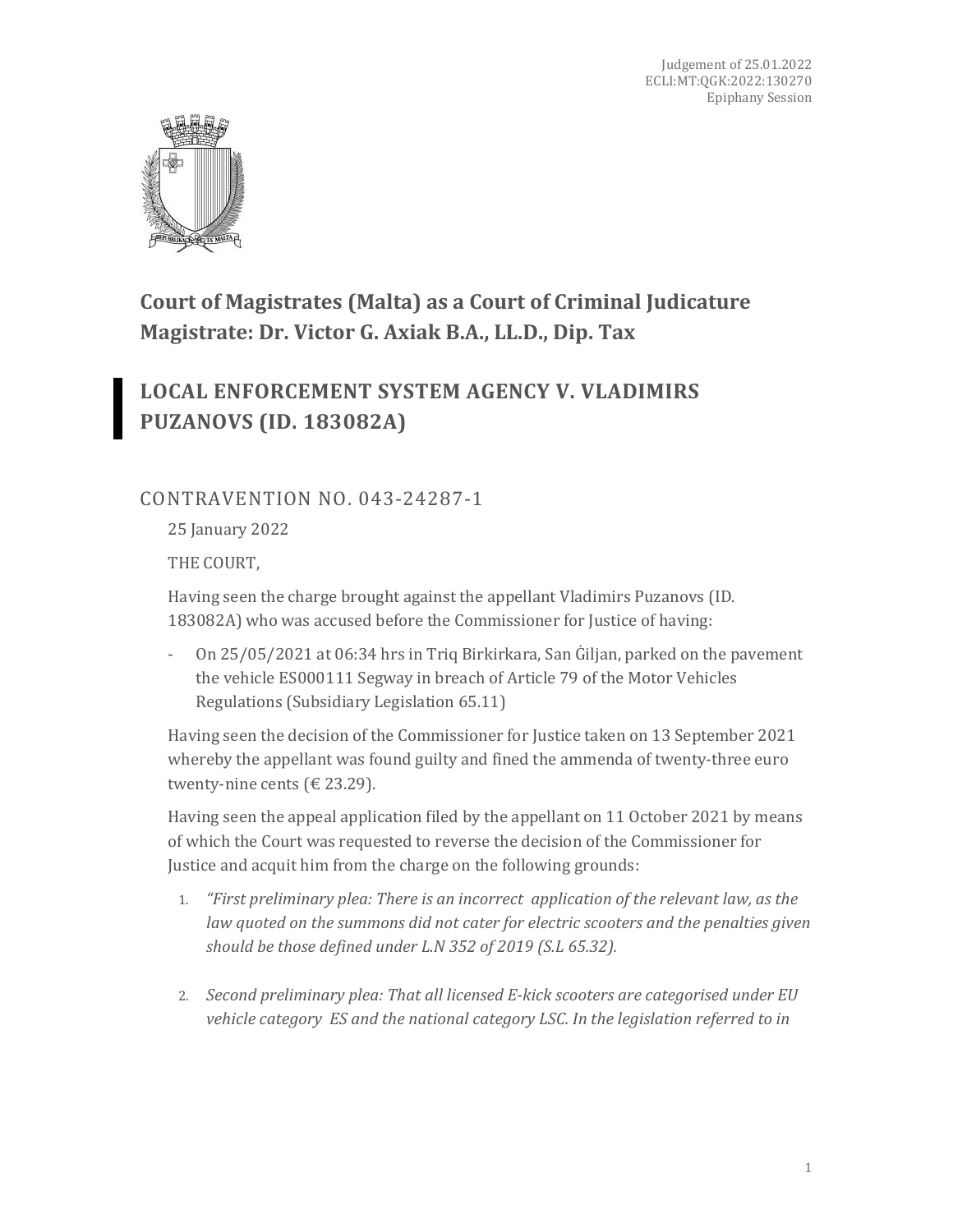Judgement of 25.01.2022
ECLI:MT:QGK:2022:130270
Epiphany Session

## Court of Magistrates (Malta) as a Court of Criminal Judicature
## Magistrate: Dr. Victor G. Axiak B.A., LL.D., Dip. Tax

# LOCAL ENFORCEMENT SYSTEM AGENCY V. VLADIMIRS PUZANOVS (ID. 183082A)

## CONTRAVENTION NO. 043-24287-1

25 January 2022

THE COURT,

Having seen the charge brought against the appellant Vladimirs Puzanovs (ID. 183082A) who was accused before the Commissioner for Justice of having:

- On 25/05/2021 at 06:34 hrs in Triq Birkirkara, San Ġiljan, parked on the pavement the vehicle ES000111 Segway in breach of Article 79 of the Motor Vehicles Regulations (Subsidiary Legislation 65.11)

Having seen the decision of the Commissioner for Justice taken on 13 September 2021 whereby the appellant was found guilty and fined the ammenda of twenty-three euro twenty-nine cents (€ 23.29).

Having seen the appeal application filed by the appellant on 11 October 2021 by means of which the Court was requested to reverse the decision of the Commissioner for Justice and acquit him from the charge on the following grounds:

1. *"First preliminary plea: There is an incorrect application of the relevant law, as the law quoted on the summons did not cater for electric scooters and the penalties given should be those defined under L.N 352 of 2019 (S.L 65.32).*

2. *Second preliminary plea: That all licensed E-kick scooters are categorised under EU vehicle category ES and the national category LSC. In the legislation referred to in*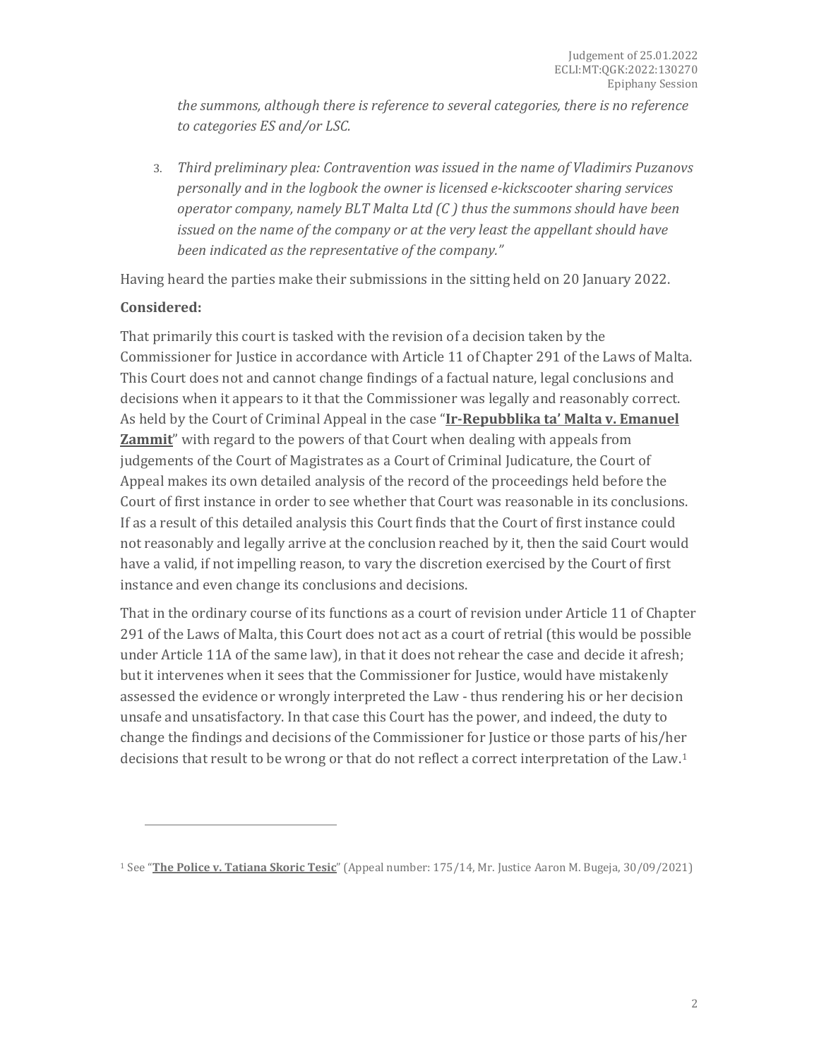*the summons, although there is reference to several categories, there is no reference to categories ES and/or LSC.*

3. *Third preliminary plea: Contravention was issued in the name of Vladimirs Puzanovs personally and in the logbook the owner is licensed e-kickscooter sharing services operator company, namely BLT Malta Ltd (C ) thus the summons should have been issued on the name of the company or at the very least the appellant should have been indicated as the representative of the company."*

Having heard the parties make their submissions in the sitting held on 20 January 2022.

**Considered:**

That primarily this court is tasked with the revision of a decision taken by the Commissioner for Justice in accordance with Article 11 of Chapter 291 of the Laws of Malta. This Court does not and cannot change findings of a factual nature, legal conclusions and decisions when it appears to it that the Commissioner was legally and reasonably correct. As held by the Court of Criminal Appeal in the case "**Ir-Repubblika ta' Malta v. Emanuel Zammit**" with regard to the powers of that Court when dealing with appeals from judgements of the Court of Magistrates as a Court of Criminal Judicature, the Court of Appeal makes its own detailed analysis of the record of the proceedings held before the Court of first instance in order to see whether that Court was reasonable in its conclusions. If as a result of this detailed analysis this Court finds that the Court of first instance could not reasonably and legally arrive at the conclusion reached by it, then the said Court would have a valid, if not impelling reason, to vary the discretion exercised by the Court of first instance and even change its conclusions and decisions.

That in the ordinary course of its functions as a court of revision under Article 11 of Chapter 291 of the Laws of Malta, this Court does not act as a court of retrial (this would be possible under Article 11A of the same law), in that it does not rehear the case and decide it afresh; but it intervenes when it sees that the Commissioner for Justice, would have mistakenly assessed the evidence or wrongly interpreted the Law - thus rendering his or her decision unsafe and unsatisfactory. In that case this Court has the power, and indeed, the duty to change the findings and decisions of the Commissioner for Justice or those parts of his/her decisions that result to be wrong or that do not reflect a correct interpretation of the Law.[1]

---

[1] See "**The Police v. Tatiana Skoric Tesic**" (Appeal number: 175/14, Mr. Justice Aaron M. Bugeja, 30/09/2021)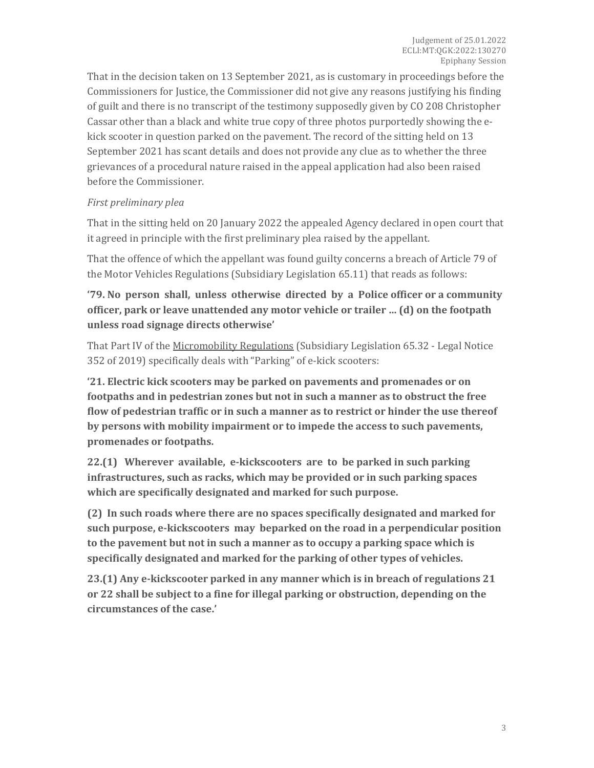That in the decision taken on 13 September 2021, as is customary in proceedings before the Commissioners for Justice, the Commissioner did not give any reasons justifying his finding of guilt and there is no transcript of the testimony supposedly given by CO 208 Christopher Cassar other than a black and white true copy of three photos purportedly showing the e-kick scooter in question parked on the pavement. The record of the sitting held on 13 September 2021 has scant details and does not provide any clue as to whether the three grievances of a procedural nature raised in the appeal application had also been raised before the Commissioner.

*First preliminary plea*

That in the sitting held on 20 January 2022 the appealed Agency declared in open court that it agreed in principle with the first preliminary plea raised by the appellant.

That the offence of which the appellant was found guilty concerns a breach of Article 79 of the Motor Vehicles Regulations (Subsidiary Legislation 65.11) that reads as follows:

**'79. No person shall, unless otherwise directed by a Police officer or a community officer, park or leave unattended any motor vehicle or trailer … (d) on the footpath unless road signage directs otherwise'**

That Part IV of the Micromobility Regulations (Subsidiary Legislation 65.32 - Legal Notice 352 of 2019) specifically deals with "Parking" of e-kick scooters:

**'21. Electric kick scooters may be parked on pavements and promenades or on footpaths and in pedestrian zones but not in such a manner as to obstruct the free flow of pedestrian traffic or in such a manner as to restrict or hinder the use thereof by persons with mobility impairment or to impede the access to such pavements, promenades or footpaths.**

**22.(1) Wherever available, e-kickscooters are to be parked in such parking infrastructures, such as racks, which may be provided or in such parking spaces which are specifically designated and marked for such purpose.**

**(2) In such roads where there are no spaces specifically designated and marked for such purpose, e-kickscooters may beparked on the road in a perpendicular position to the pavement but not in such a manner as to occupy a parking space which is specifically designated and marked for the parking of other types of vehicles.**

**23.(1) Any e-kickscooter parked in any manner which is in breach of regulations 21 or 22 shall be subject to a fine for illegal parking or obstruction, depending on the circumstances of the case.'**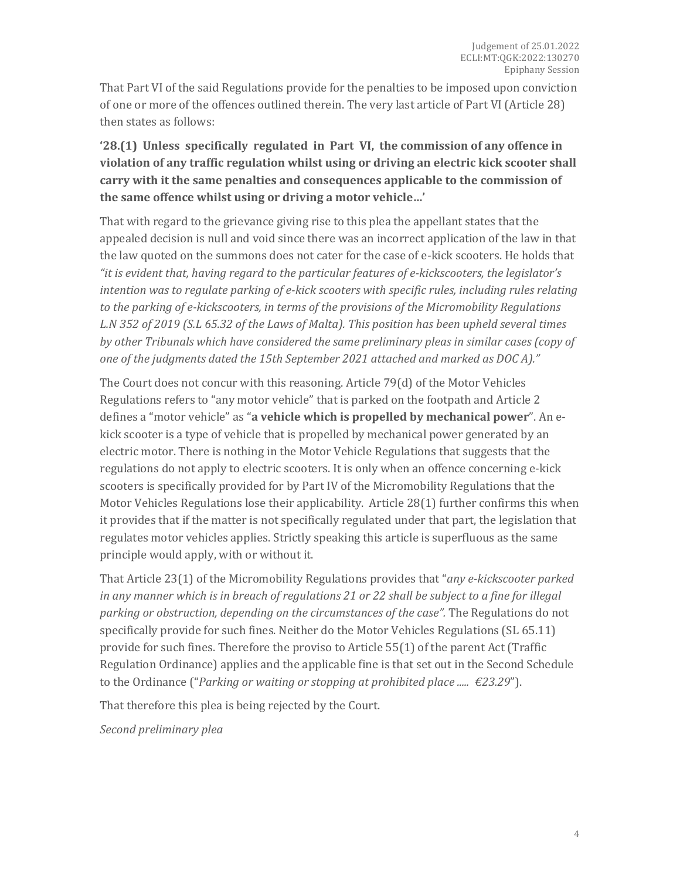That Part VI of the said Regulations provide for the penalties to be imposed upon conviction of one or more of the offences outlined therein. The very last article of Part VI (Article 28) then states as follows:

**'28.(1) Unless specifically regulated in Part VI, the commission of any offence in violation of any traffic regulation whilst using or driving an electric kick scooter shall carry with it the same penalties and consequences applicable to the commission of the same offence whilst using or driving a motor vehicle…'**

That with regard to the grievance giving rise to this plea the appellant states that the appealed decision is null and void since there was an incorrect application of the law in that the law quoted on the summons does not cater for the case of e-kick scooters. He holds that *"it is evident that, having regard to the particular features of e-kickscooters, the legislator's intention was to regulate parking of e-kick scooters with specific rules, including rules relating to the parking of e-kickscooters, in terms of the provisions of the Micromobility Regulations L.N 352 of 2019 (S.L 65.32 of the Laws of Malta). This position has been upheld several times by other Tribunals which have considered the same preliminary pleas in similar cases (copy of one of the judgments dated the 15th September 2021 attached and marked as DOC A)."*

The Court does not concur with this reasoning. Article 79(d) of the Motor Vehicles Regulations refers to "any motor vehicle" that is parked on the footpath and Article 2 defines a "motor vehicle" as "**a vehicle which is propelled by mechanical power**". An e-kick scooter is a type of vehicle that is propelled by mechanical power generated by an electric motor. There is nothing in the Motor Vehicle Regulations that suggests that the regulations do not apply to electric scooters. It is only when an offence concerning e-kick scooters is specifically provided for by Part IV of the Micromobility Regulations that the Motor Vehicles Regulations lose their applicability. Article 28(1) further confirms this when it provides that if the matter is not specifically regulated under that part, the legislation that regulates motor vehicles applies. Strictly speaking this article is superfluous as the same principle would apply, with or without it.

That Article 23(1) of the Micromobility Regulations provides that "*any e-kickscooter parked in any manner which is in breach of regulations 21 or 22 shall be subject to a fine for illegal parking or obstruction, depending on the circumstances of the case".* The Regulations do not specifically provide for such fines. Neither do the Motor Vehicles Regulations (SL 65.11) provide for such fines. Therefore the proviso to Article 55(1) of the parent Act (Traffic Regulation Ordinance) applies and the applicable fine is that set out in the Second Schedule to the Ordinance ("*Parking or waiting or stopping at prohibited place ..... €23.29*").

That therefore this plea is being rejected by the Court.

*Second preliminary plea*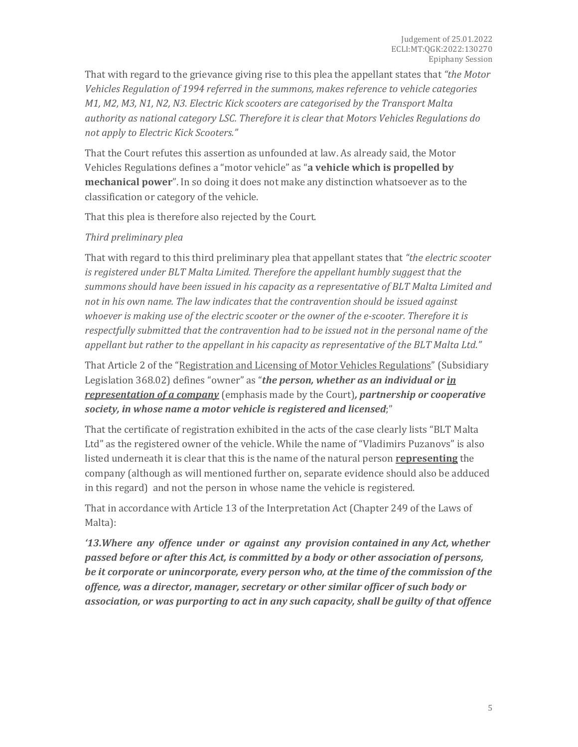That with regard to the grievance giving rise to this plea the appellant states that *"the Motor Vehicles Regulation of 1994 referred in the summons, makes reference to vehicle categories M1, M2, M3, N1, N2, N3. Electric Kick scooters are categorised by the Transport Malta authority as national category LSC. Therefore it is clear that Motors Vehicles Regulations do not apply to Electric Kick Scooters."*

That the Court refutes this assertion as unfounded at law. As already said, the Motor Vehicles Regulations defines a "motor vehicle" as "**a vehicle which is propelled by mechanical power**". In so doing it does not make any distinction whatsoever as to the classification or category of the vehicle.

That this plea is therefore also rejected by the Court.

*Third preliminary plea*

That with regard to this third preliminary plea that appellant states that *"the electric scooter is registered under BLT Malta Limited. Therefore the appellant humbly suggest that the summons should have been issued in his capacity as a representative of BLT Malta Limited and not in his own name. The law indicates that the contravention should be issued against whoever is making use of the electric scooter or the owner of the e-scooter. Therefore it is respectfully submitted that the contravention had to be issued not in the personal name of the appellant but rather to the appellant in his capacity as representative of the BLT Malta Ltd."*

That Article 2 of the "<u>Registration and Licensing of Motor Vehicles Regulations</u>" (Subsidiary Legislation 368.02) defines "owner" as "***the person, whether as an individual or <u>in representation of a company</u>*** (emphasis made by the Court)***, partnership or cooperative society, in whose name a motor vehicle is registered and licensed***;"

That the certificate of registration exhibited in the acts of the case clearly lists "BLT Malta Ltd" as the registered owner of the vehicle. While the name of "Vladimirs Puzanovs" is also listed underneath it is clear that this is the name of the natural person **<u>representing</u>** the company (although as will mentioned further on, separate evidence should also be adduced in this regard) and not the person in whose name the vehicle is registered.

That in accordance with Article 13 of the Interpretation Act (Chapter 249 of the Laws of Malta):

***'13.Where any offence under or against any provision contained in any Act, whether passed before or after this Act, is committed by a body or other association of persons, be it corporate or unincorporate, every person who, at the time of the commission of the offence, was a director, manager, secretary or other similar officer of such body or association, or was purporting to act in any such capacity, shall be guilty of that offence***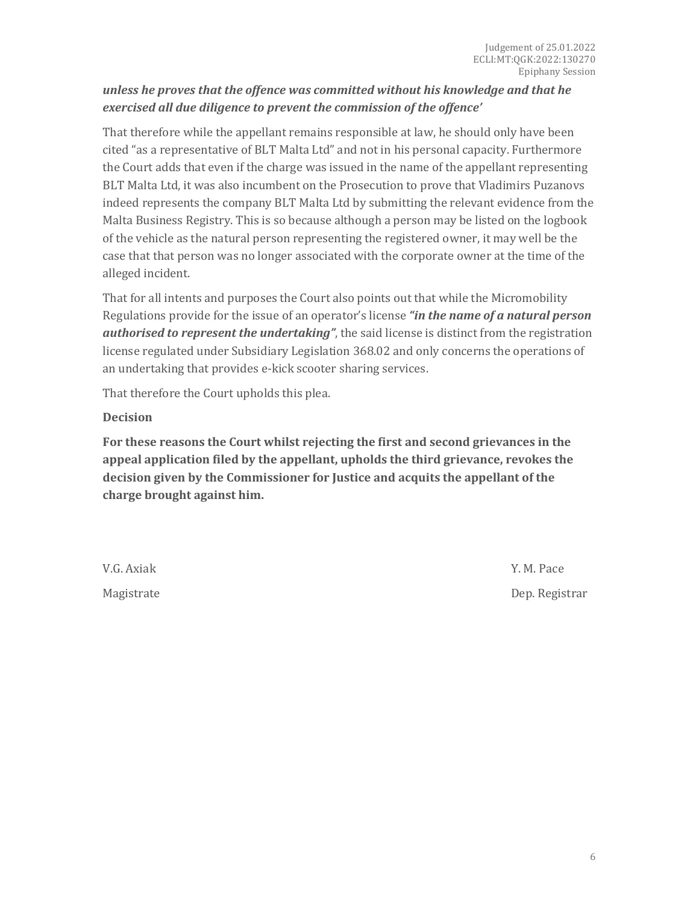***unless he proves that the offence was committed without his knowledge and that he exercised all due diligence to prevent the commission of the offence'***

That therefore while the appellant remains responsible at law, he should only have been cited "as a representative of BLT Malta Ltd" and not in his personal capacity. Furthermore the Court adds that even if the charge was issued in the name of the appellant representing BLT Malta Ltd, it was also incumbent on the Prosecution to prove that Vladimirs Puzanovs indeed represents the company BLT Malta Ltd by submitting the relevant evidence from the Malta Business Registry. This is so because although a person may be listed on the logbook of the vehicle as the natural person representing the registered owner, it may well be the case that that person was no longer associated with the corporate owner at the time of the alleged incident.

That for all intents and purposes the Court also points out that while the Micromobility Regulations provide for the issue of an operator's license ***"in the name of a natural person authorised to represent the undertaking"***, the said license is distinct from the registration license regulated under Subsidiary Legislation 368.02 and only concerns the operations of an undertaking that provides e-kick scooter sharing services.

That therefore the Court upholds this plea.

**Decision**

**For these reasons the Court whilst rejecting the first and second grievances in the appeal application filed by the appellant, upholds the third grievance, revokes the decision given by the Commissioner for Justice and acquits the appellant of the charge brought against him.**

V.G. Axiak
Magistrate

Y. M. Pace
Dep. Registrar